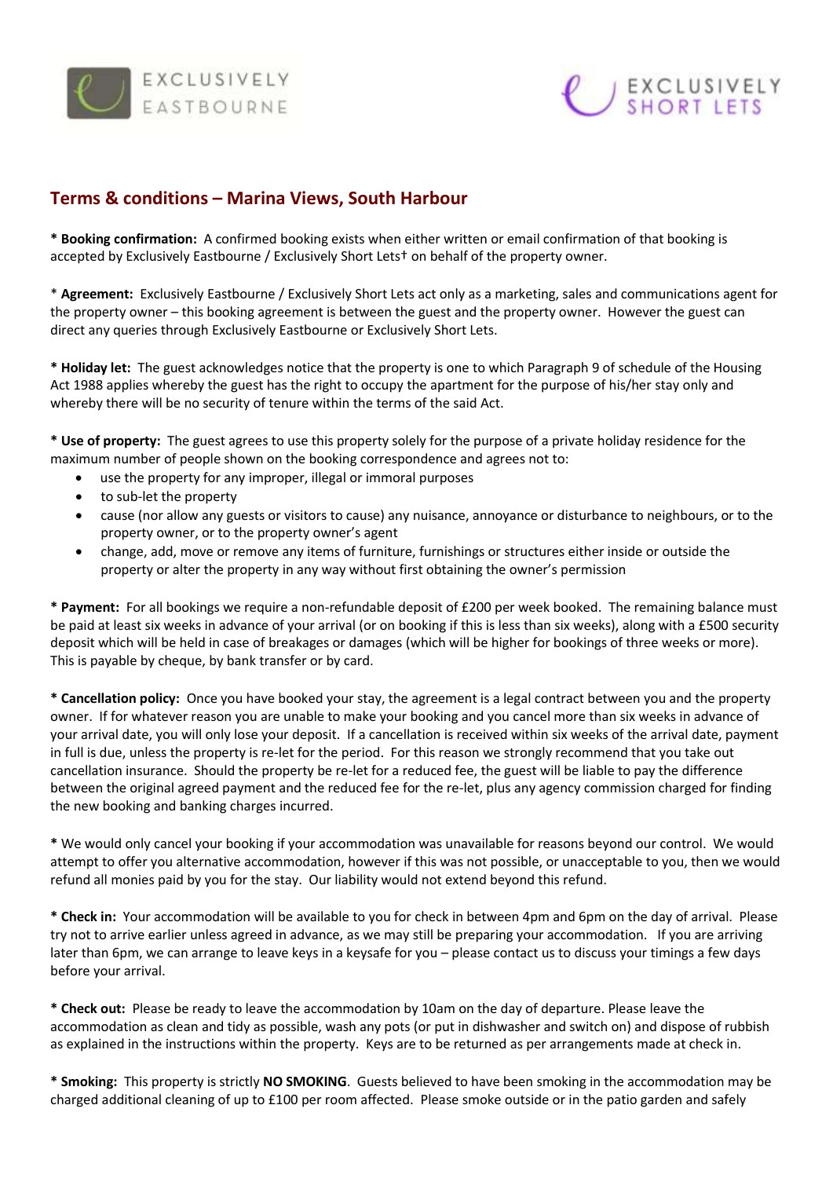EXCLUSIVELY EASTBOURNE

EXCLUSIVELY SHORT LETS

## Terms & conditions – Marina Views, South Harbour

* **Booking confirmation:** A confirmed booking exists when either written or email confirmation of that booking is accepted by Exclusively Eastbourne / Exclusively Short Lets† on behalf of the property owner.

* **Agreement:** Exclusively Eastbourne / Exclusively Short Lets act only as a marketing, sales and communications agent for the property owner – this booking agreement is between the guest and the property owner. However the guest can direct any queries through Exclusively Eastbourne or Exclusively Short Lets.

* **Holiday let:** The guest acknowledges notice that the property is one to which Paragraph 9 of schedule of the Housing Act 1988 applies whereby the guest has the right to occupy the apartment for the purpose of his/her stay only and whereby there will be no security of tenure within the terms of the said Act.

* **Use of property:** The guest agrees to use this property solely for the purpose of a private holiday residence for the maximum number of people shown on the booking correspondence and agrees not to:

- use the property for any improper, illegal or immoral purposes
- to sub-let the property
- cause (nor allow any guests or visitors to cause) any nuisance, annoyance or disturbance to neighbours, or to the property owner, or to the property owner's agent
- change, add, move or remove any items of furniture, furnishings or structures either inside or outside the property or alter the property in any way without first obtaining the owner's permission

* **Payment:** For all bookings we require a non-refundable deposit of £200 per week booked. The remaining balance must be paid at least six weeks in advance of your arrival (or on booking if this is less than six weeks), along with a £500 security deposit which will be held in case of breakages or damages (which will be higher for bookings of three weeks or more). This is payable by cheque, by bank transfer or by card.

* **Cancellation policy:** Once you have booked your stay, the agreement is a legal contract between you and the property owner. If for whatever reason you are unable to make your booking and you cancel more than six weeks in advance of your arrival date, you will only lose your deposit. If a cancellation is received within six weeks of the arrival date, payment in full is due, unless the property is re-let for the period. For this reason we strongly recommend that you take out cancellation insurance. Should the property be re-let for a reduced fee, the guest will be liable to pay the difference between the original agreed payment and the reduced fee for the re-let, plus any agency commission charged for finding the new booking and banking charges incurred.

* We would only cancel your booking if your accommodation was unavailable for reasons beyond our control. We would attempt to offer you alternative accommodation, however if this was not possible, or unacceptable to you, then we would refund all monies paid by you for the stay. Our liability would not extend beyond this refund.

* **Check in:** Your accommodation will be available to you for check in between 4pm and 6pm on the day of arrival. Please try not to arrive earlier unless agreed in advance, as we may still be preparing your accommodation. If you are arriving later than 6pm, we can arrange to leave keys in a keysafe for you – please contact us to discuss your timings a few days before your arrival.

* **Check out:** Please be ready to leave the accommodation by 10am on the day of departure. Please leave the accommodation as clean and tidy as possible, wash any pots (or put in dishwasher and switch on) and dispose of rubbish as explained in the instructions within the property. Keys are to be returned as per arrangements made at check in.

* **Smoking:** This property is strictly **NO SMOKING**. Guests believed to have been smoking in the accommodation may be charged additional cleaning of up to £100 per room affected. Please smoke outside or in the patio garden and safely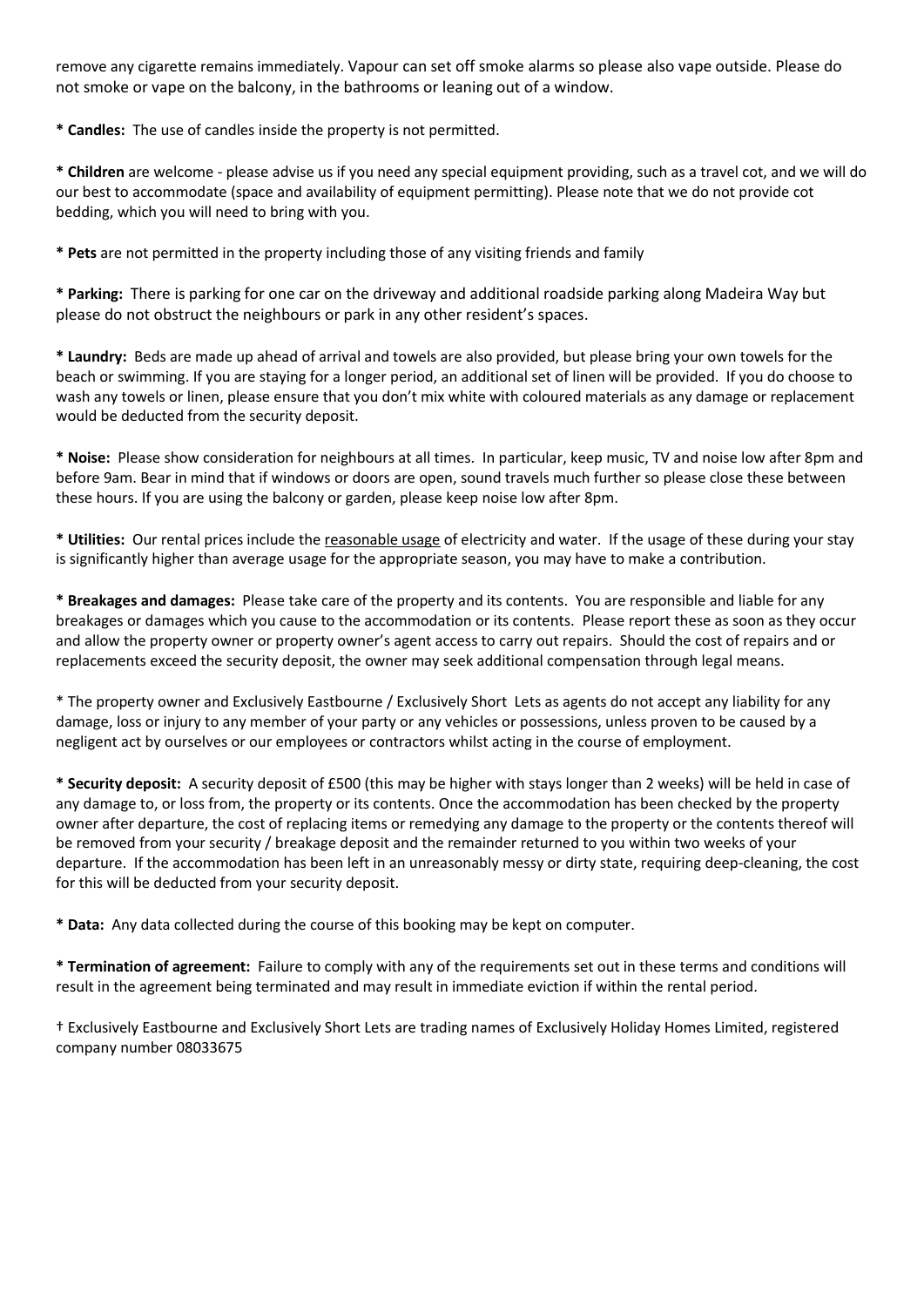remove any cigarette remains immediately. Vapour can set off smoke alarms so please also vape outside. Please do not smoke or vape on the balcony, in the bathrooms or leaning out of a window.

* **Candles:** The use of candles inside the property is not permitted.

* **Children** are welcome - please advise us if you need any special equipment providing, such as a travel cot, and we will do our best to accommodate (space and availability of equipment permitting). Please note that we do not provide cot bedding, which you will need to bring with you.

* **Pets** are not permitted in the property including those of any visiting friends and family

* **Parking:** There is parking for one car on the driveway and additional roadside parking along Madeira Way but please do not obstruct the neighbours or park in any other resident's spaces.

* **Laundry:** Beds are made up ahead of arrival and towels are also provided, but please bring your own towels for the beach or swimming. If you are staying for a longer period, an additional set of linen will be provided. If you do choose to wash any towels or linen, please ensure that you don't mix white with coloured materials as any damage or replacement would be deducted from the security deposit.

* **Noise:** Please show consideration for neighbours at all times. In particular, keep music, TV and noise low after 8pm and before 9am. Bear in mind that if windows or doors are open, sound travels much further so please close these between these hours. If you are using the balcony or garden, please keep noise low after 8pm.

* **Utilities:** Our rental prices include the reasonable usage of electricity and water. If the usage of these during your stay is significantly higher than average usage for the appropriate season, you may have to make a contribution.

* **Breakages and damages:** Please take care of the property and its contents. You are responsible and liable for any breakages or damages which you cause to the accommodation or its contents. Please report these as soon as they occur and allow the property owner or property owner's agent access to carry out repairs. Should the cost of repairs and or replacements exceed the security deposit, the owner may seek additional compensation through legal means.

* The property owner and Exclusively Eastbourne / Exclusively Short Lets as agents do not accept any liability for any damage, loss or injury to any member of your party or any vehicles or possessions, unless proven to be caused by a negligent act by ourselves or our employees or contractors whilst acting in the course of employment.

* **Security deposit:** A security deposit of £500 (this may be higher with stays longer than 2 weeks) will be held in case of any damage to, or loss from, the property or its contents. Once the accommodation has been checked by the property owner after departure, the cost of replacing items or remedying any damage to the property or the contents thereof will be removed from your security / breakage deposit and the remainder returned to you within two weeks of your departure. If the accommodation has been left in an unreasonably messy or dirty state, requiring deep-cleaning, the cost for this will be deducted from your security deposit.

* **Data:** Any data collected during the course of this booking may be kept on computer.

* **Termination of agreement:** Failure to comply with any of the requirements set out in these terms and conditions will result in the agreement being terminated and may result in immediate eviction if within the rental period.

† Exclusively Eastbourne and Exclusively Short Lets are trading names of Exclusively Holiday Homes Limited, registered company number 08033675